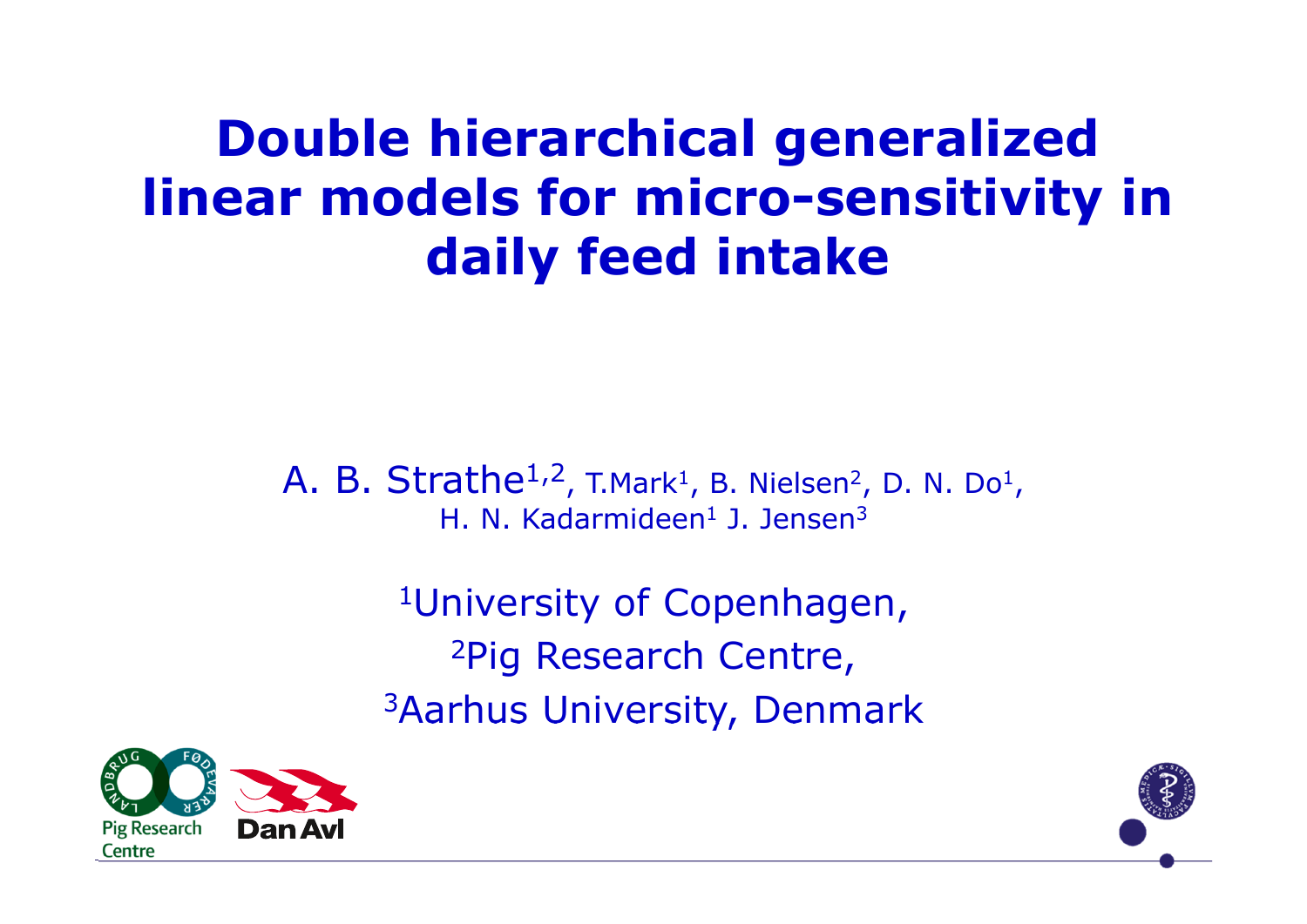# Double hierarchical generalized linear models for micro-sensitivity in daily feed intake

A. B. Strathe[1,2], T.Mark[1], B. Nielsen[2], D. N. Do[1], H. N. Kadarmideen[1] J. Jensen[3]

[1]University of Copenhagen,

[2]Pig Research Centre,

[3]Aarhus University, Denmark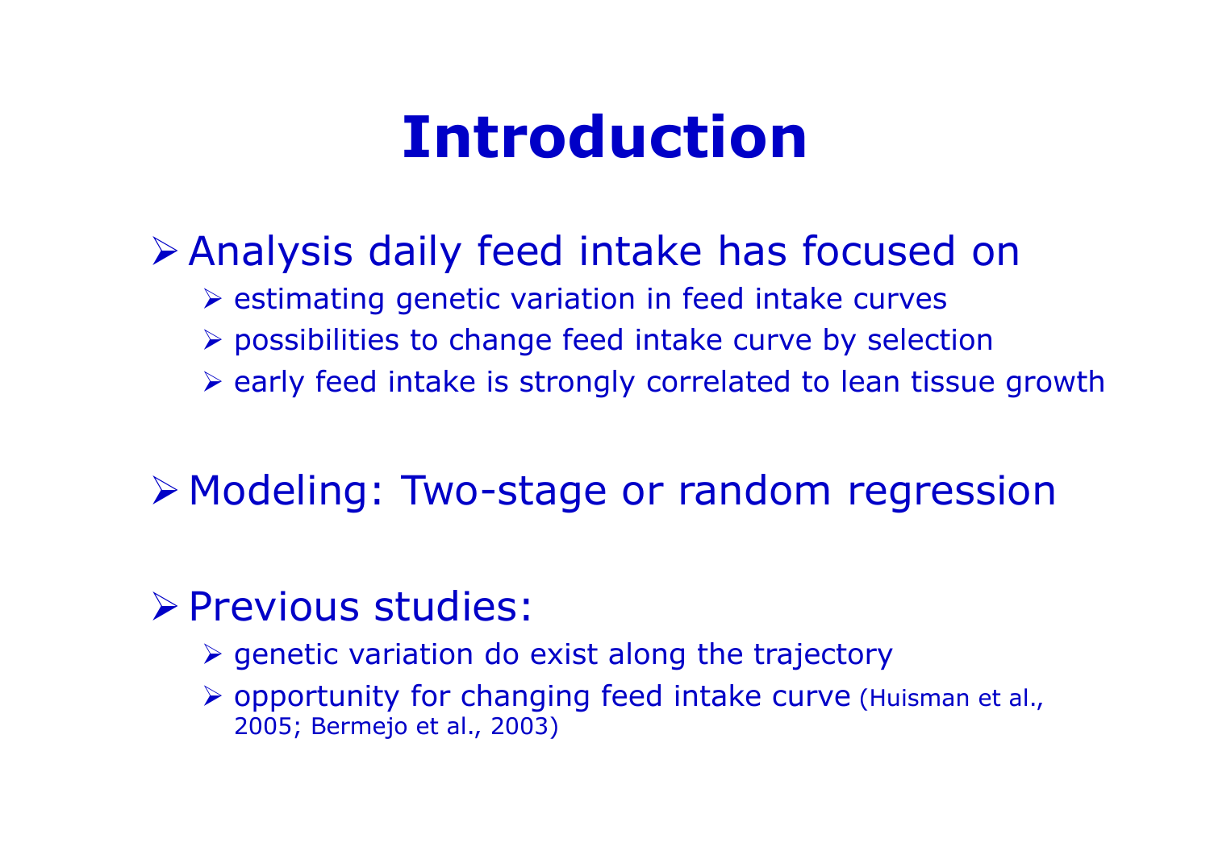# Introduction

- Analysis daily feed intake has focused on
  - estimating genetic variation in feed intake curves
  - possibilities to change feed intake curve by selection
  - early feed intake is strongly correlated to lean tissue growth
- Modeling: Two-stage or random regression
- Previous studies:
  - genetic variation do exist along the trajectory
  - opportunity for changing feed intake curve (Huisman et al., 2005; Bermejo et al., 2003)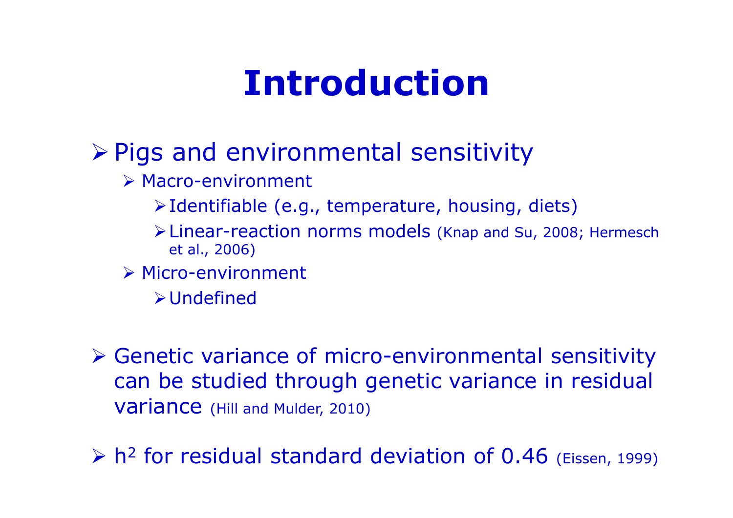# Introduction

- Pigs and environmental sensitivity
  - Macro-environment
    - Identifiable (e.g., temperature, housing, diets)
    - Linear-reaction norms models (Knap and Su, 2008; Hermesch et al., 2006)
  - Micro-environment
    - Undefined

- Genetic variance of micro-environmental sensitivity can be studied through genetic variance in residual variance (Hill and Mulder, 2010)

- $h^2$ for residual standard deviation of 0.46 (Eissen, 1999)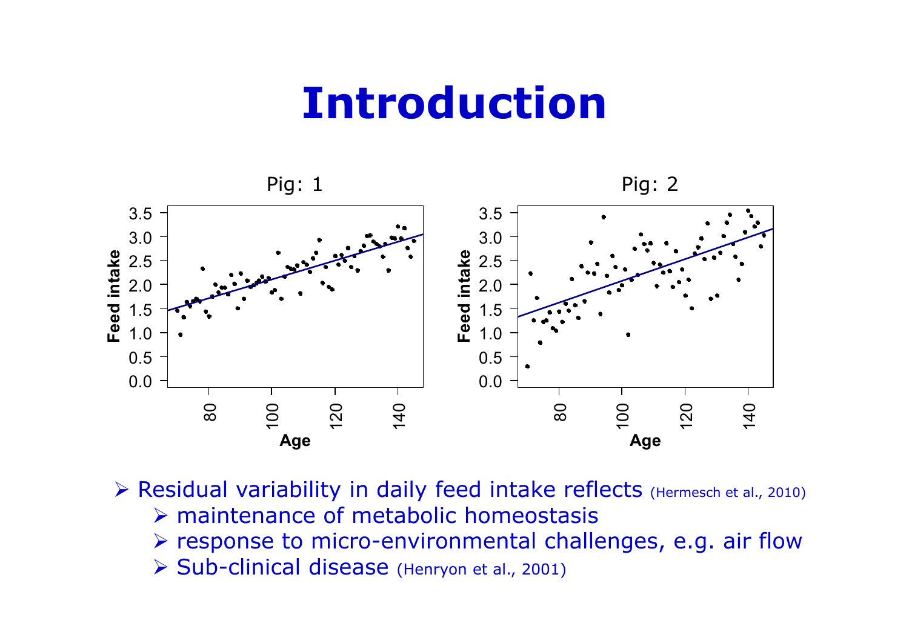# Introduction

Pig: 1

Pig: 2

- Residual variability in daily feed intake reflects (Hermesch et al., 2010)
  - maintenance of metabolic homeostasis
  - response to micro-environmental challenges, e.g. air flow
  - Sub-clinical disease (Henryon et al., 2001)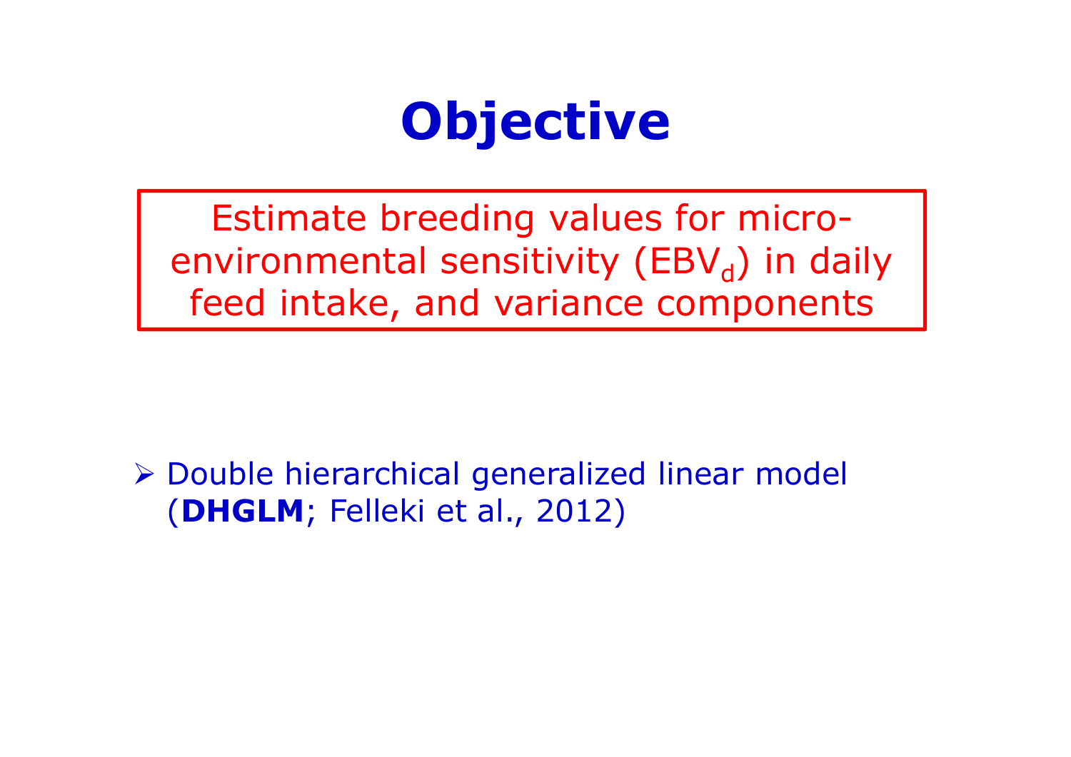# Objective

Estimate breeding values for micro-environmental sensitivity ($EBV_d$) in daily feed intake, and variance components

- Double hierarchical generalized linear model (**DHGLM**; Felleki et al., 2012)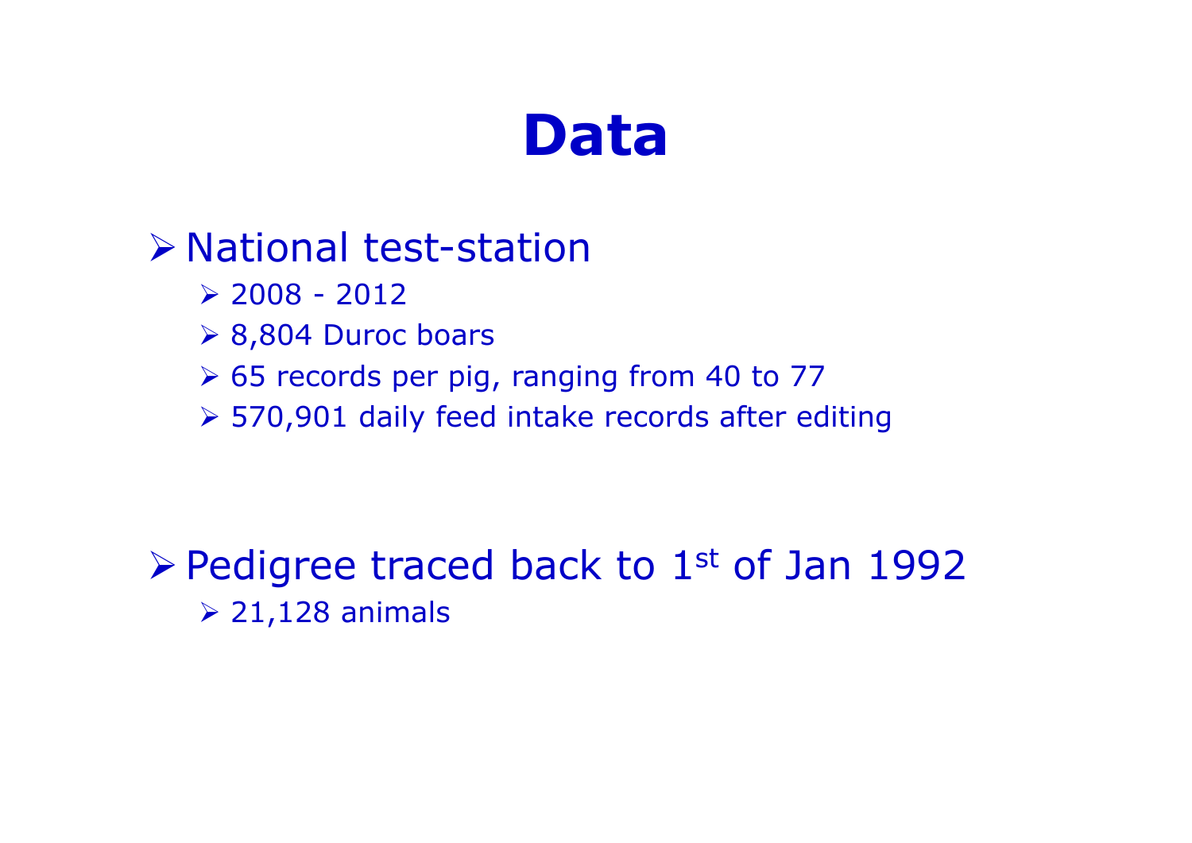# Data

- National test-station
  - 2008 - 2012
  - 8,804 Duroc boars
  - 65 records per pig, ranging from 40 to 77
  - 570,901 daily feed intake records after editing

- Pedigree traced back to 1st of Jan 1992
  - 21,128 animals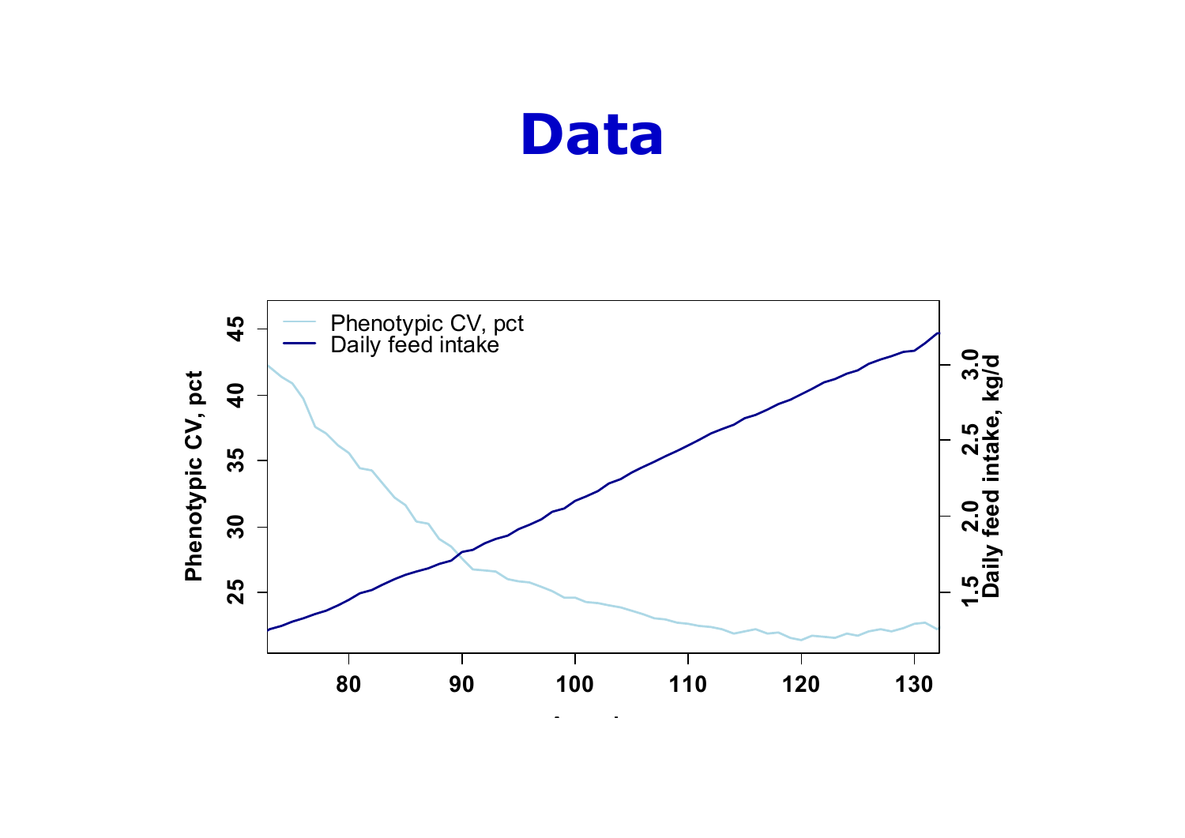# Data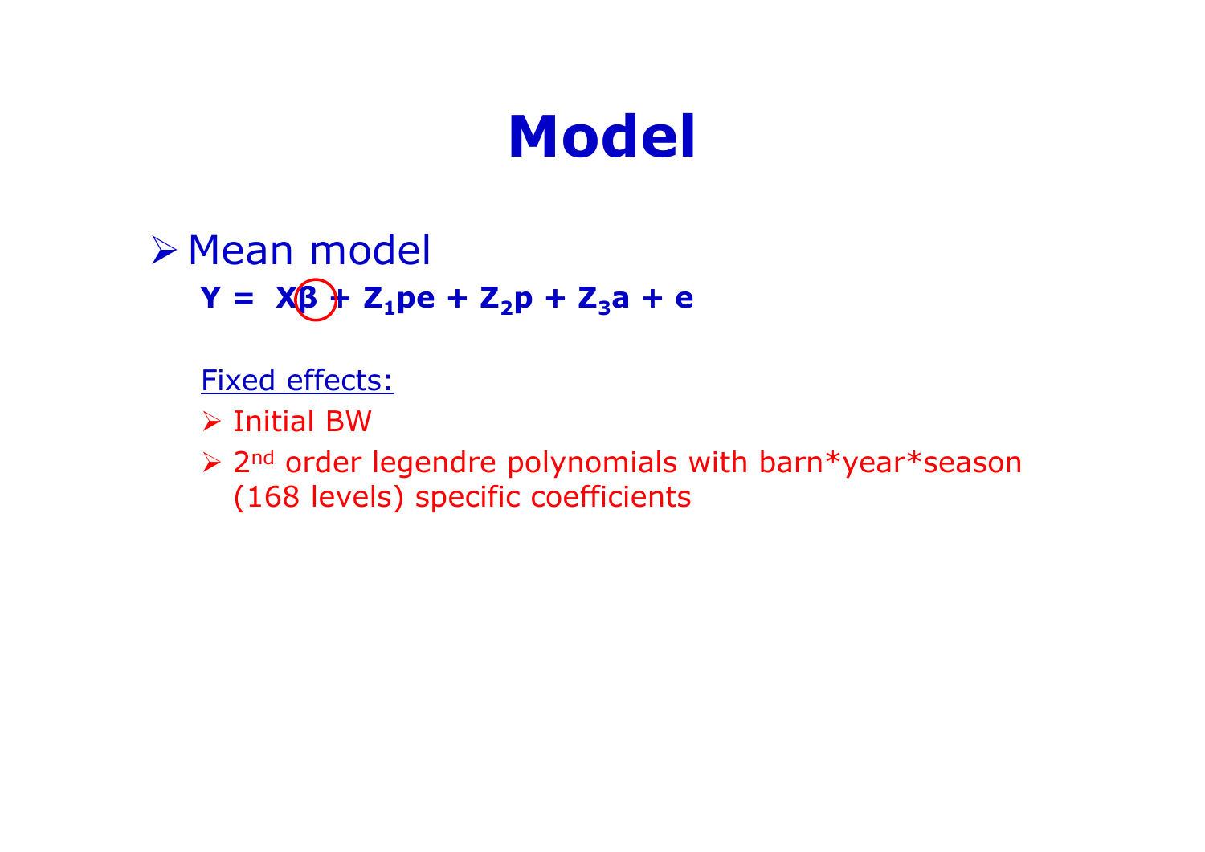# Model

- Mean model

  $$\mathbf{Y = X\beta + Z_1pe + Z_2p + Z_3a + e}$$

  Fixed effects:

  - Initial BW
  - 2nd order legendre polynomials with barn*year*season (168 levels) specific coefficients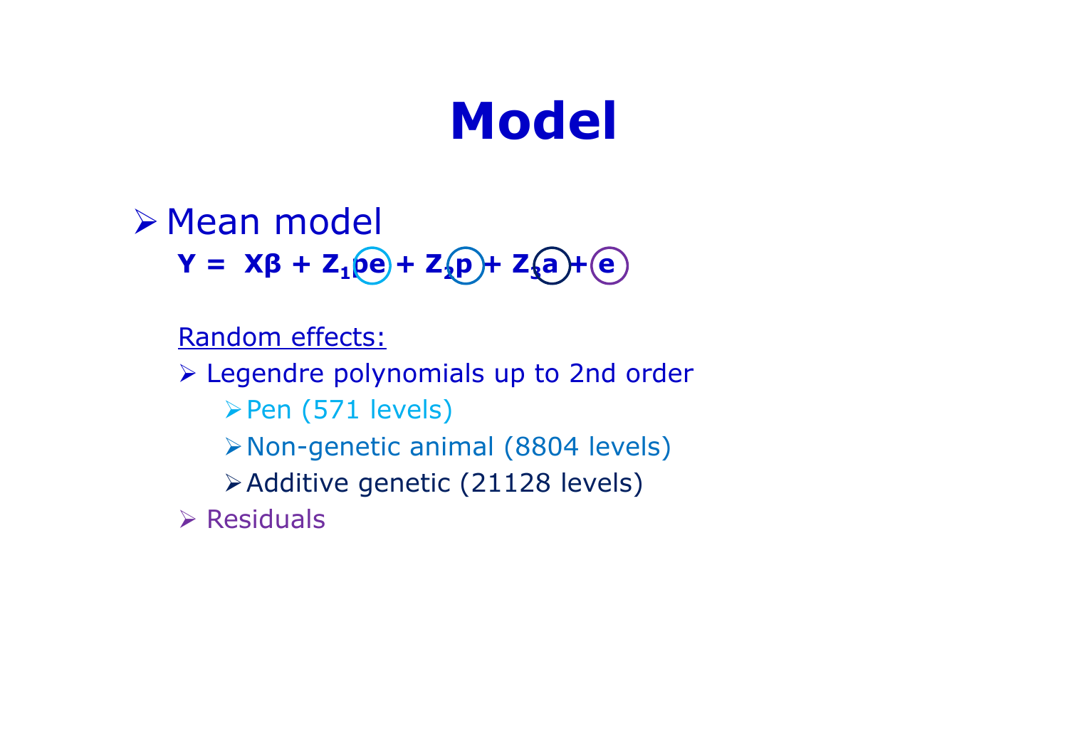# Model

- Mean model

  $$\mathbf{Y} = \mathbf{X\beta} + \mathbf{Z_1 pe} + \mathbf{Z_2 p} + \mathbf{Z_3 a} + \mathbf{e}$$

  Random effects:

  - Legendre polynomials up to 2nd order
    - Pen (571 levels)
    - Non-genetic animal (8804 levels)
    - Additive genetic (21128 levels)
  - Residuals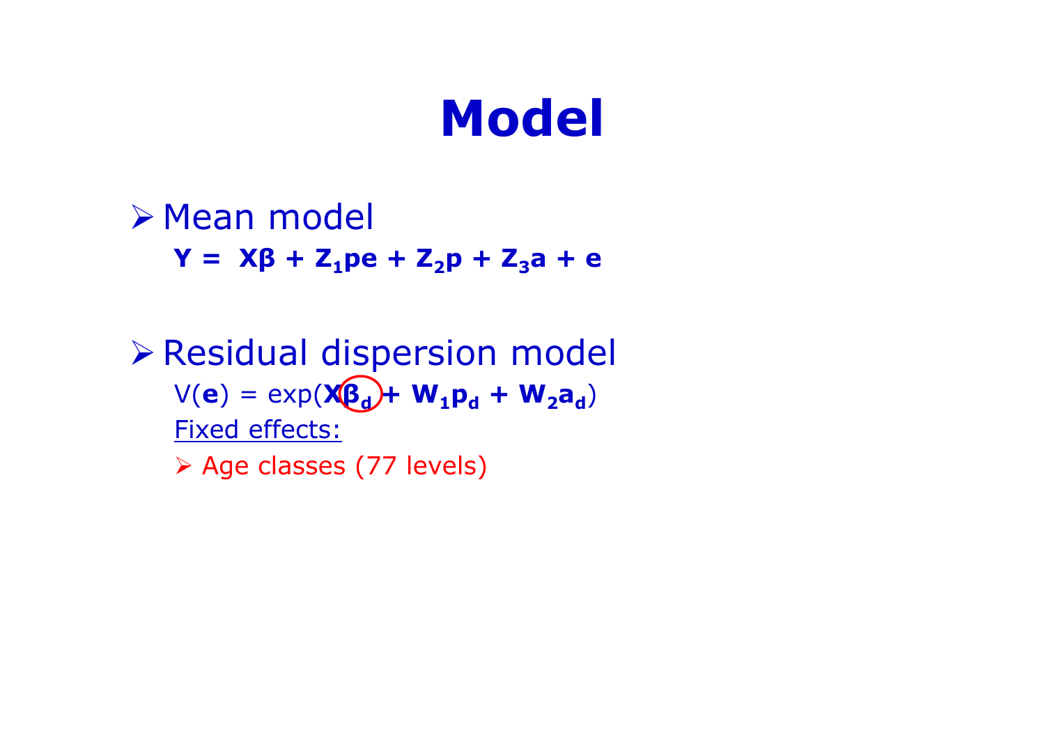# Model

- Mean model

  $\mathbf{Y} = \mathbf{X\beta} + \mathbf{Z_1 pe} + \mathbf{Z_2 p} + \mathbf{Z_3 a} + \mathbf{e}$

- Residual dispersion model

  $V(\mathbf{e}) = \exp(\mathbf{X\beta_d} + \mathbf{W_1 p_d} + \mathbf{W_2 a_d})$

  Fixed effects:

  - Age classes (77 levels)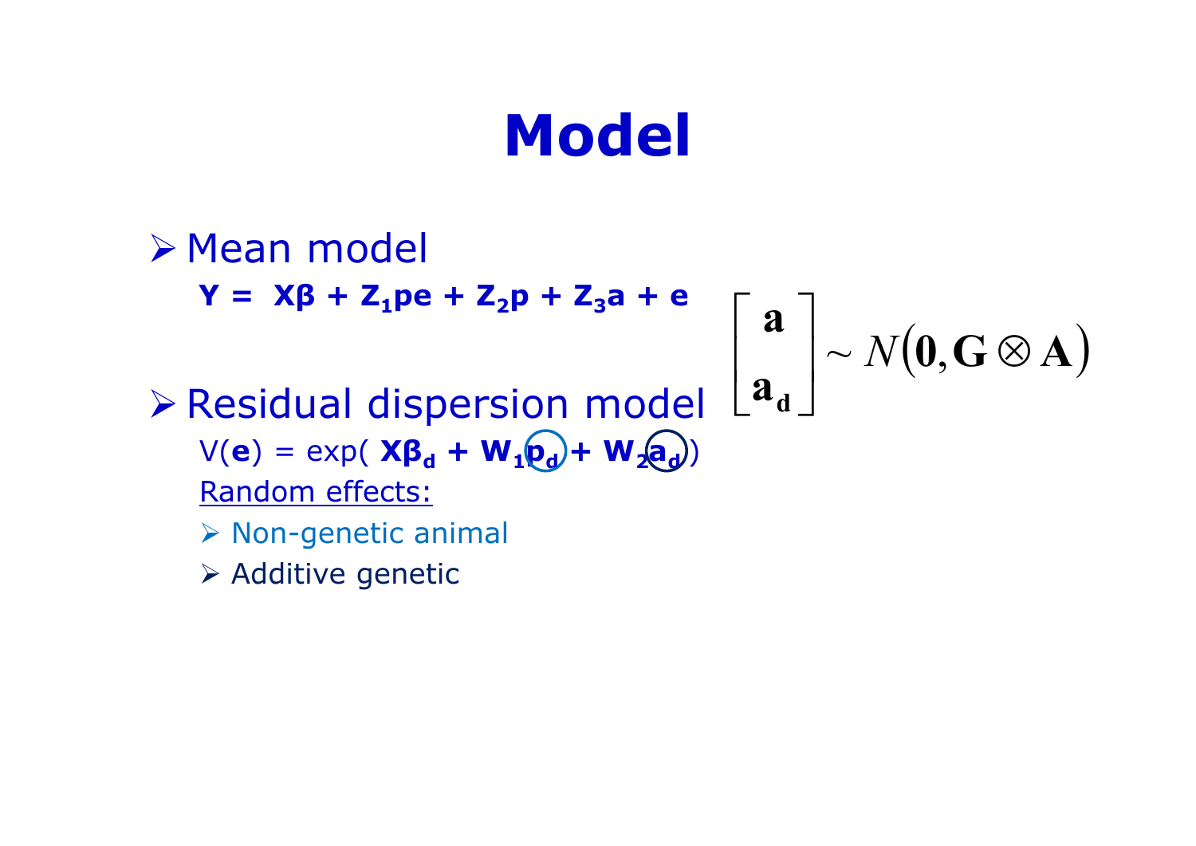# Model

- Mean model

  $\mathbf{Y = X\beta + Z_1pe + Z_2p + Z_3a + e}$

$$\begin{bmatrix} \mathbf{a} \\ \mathbf{a_d} \end{bmatrix} \sim N(\mathbf{0}, \mathbf{G} \otimes \mathbf{A})$$

- Residual dispersion model

  $V(\mathbf{e}) = \exp(\mathbf{X\beta_d} + \mathbf{W_1p_d} + \mathbf{W_2a_d})$

  Random effects:

  - Non-genetic animal
  - Additive genetic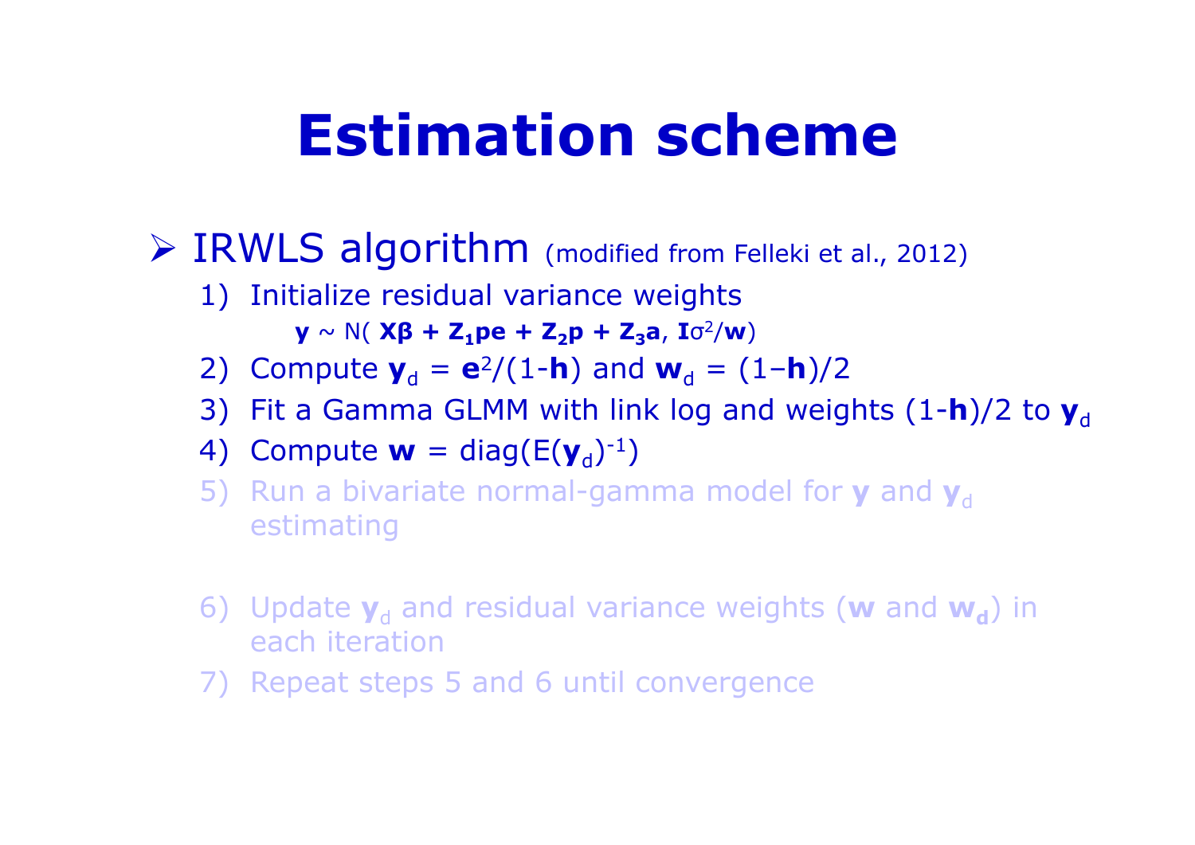# Estimation scheme

- IRWLS algorithm (modified from Felleki et al., 2012)
  1) Initialize residual variance weights

     $\mathbf{y} \sim N(\mathbf{X\beta} + \mathbf{Z_1 pe} + \mathbf{Z_2 p} + \mathbf{Z_3 a}, \mathbf{I}\sigma^2/\mathbf{w})$
  2) Compute $\mathbf{y}_d = \mathbf{e}^2/(1-\mathbf{h})$ and $\mathbf{w}_d = (1-\mathbf{h})/2$
  3) Fit a Gamma GLMM with link log and weights $(1-\mathbf{h})/2$ to $\mathbf{y}_d$
  4) Compute $\mathbf{w} = \text{diag}(E(\mathbf{y}_d)^{-1})$
  5) Run a bivariate normal-gamma model for $\mathbf{y}$ and $\mathbf{y}_d$ estimating
  6) Update $\mathbf{y}_d$ and residual variance weights ($\mathbf{w}$ and $\mathbf{w_d}$) in each iteration
  7) Repeat steps 5 and 6 until convergence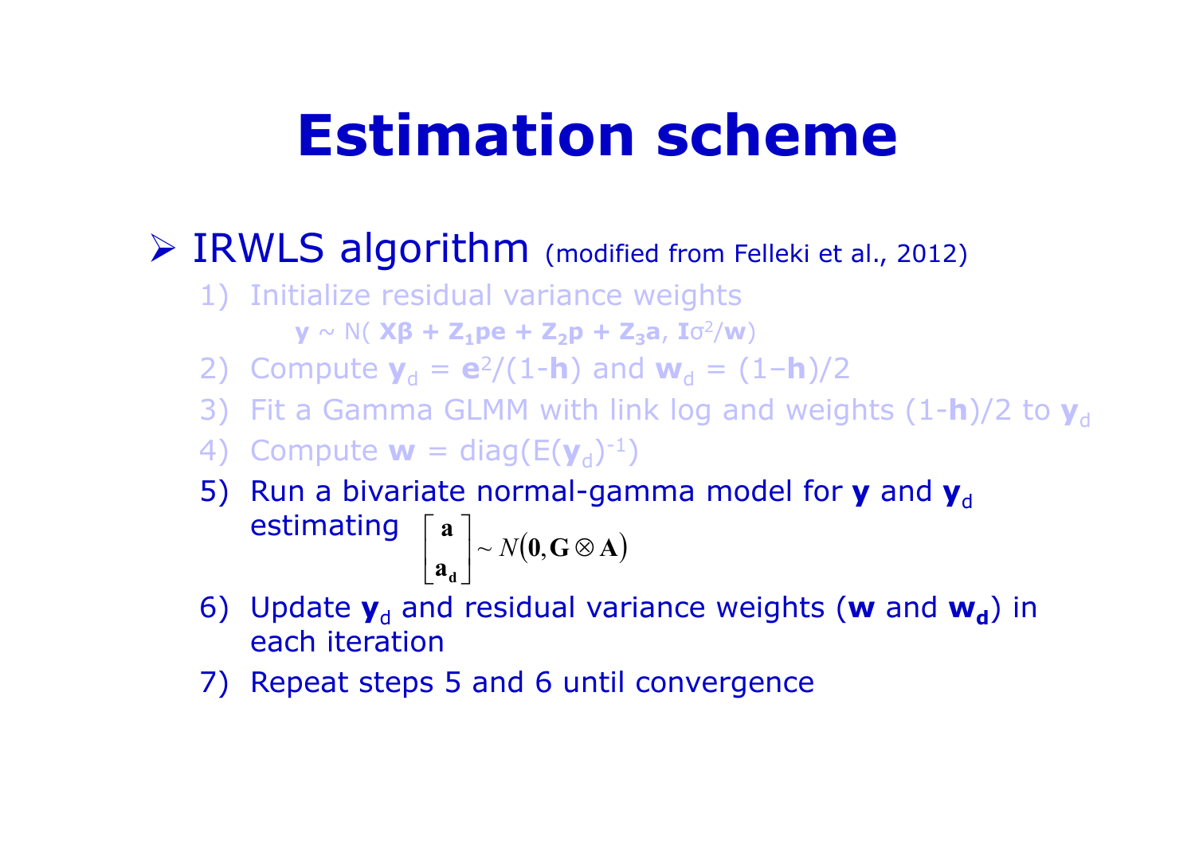# Estimation scheme

- IRWLS algorithm (modified from Felleki et al., 2012)
  1) Initialize residual variance weights
     $\mathbf{y} \sim N(\mathbf{X\beta} + \mathbf{Z_1 pe} + \mathbf{Z_2 p} + \mathbf{Z_3 a}, \mathbf{I}\sigma^2/\mathbf{w})$
  2) Compute $\mathbf{y}_d = \mathbf{e}^2/(1-\mathbf{h})$ and $\mathbf{w}_d = (1-\mathbf{h})/2$
  3) Fit a Gamma GLMM with link log and weights $(1-\mathbf{h})/2$ to $\mathbf{y}_d$
  4) Compute $\mathbf{w} = \text{diag}(E(\mathbf{y}_d)^{-1})$
  5) Run a bivariate normal-gamma model for $\mathbf{y}$ and $\mathbf{y}_d$ estimating $\begin{bmatrix} \mathbf{a} \\ \mathbf{a_d} \end{bmatrix} \sim N(\mathbf{0}, \mathbf{G} \otimes \mathbf{A})$
  6) Update $\mathbf{y}_d$ and residual variance weights ($\mathbf{w}$ and $\mathbf{w_d}$) in each iteration
  7) Repeat steps 5 and 6 until convergence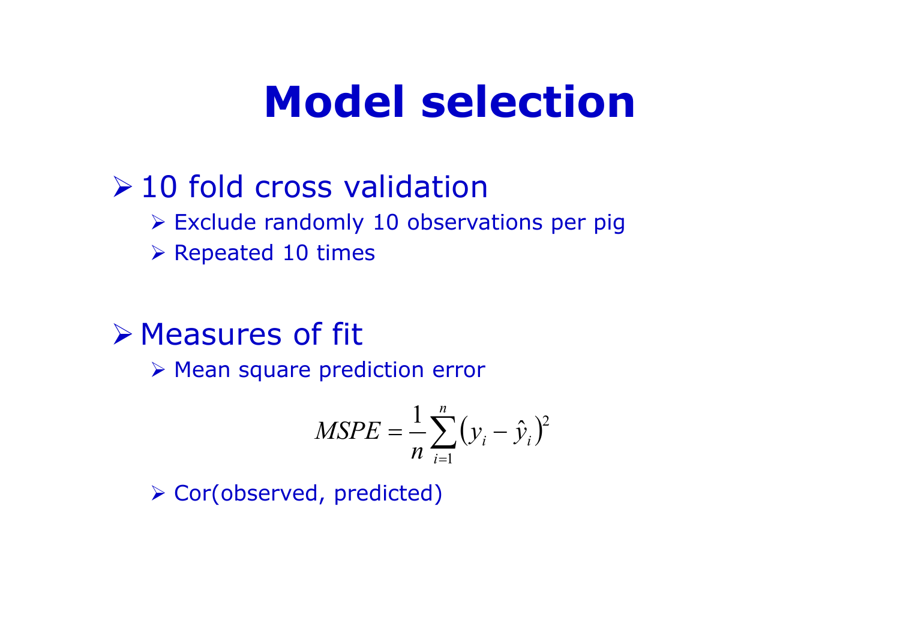# Model selection

- 10 fold cross validation
  - Exclude randomly 10 observations per pig
  - Repeated 10 times

- Measures of fit
  - Mean square prediction error

$$MSPE = \frac{1}{n}\sum_{i=1}^{n}\left(y_i - \hat{y}_i\right)^2$$

  - Cor(observed, predicted)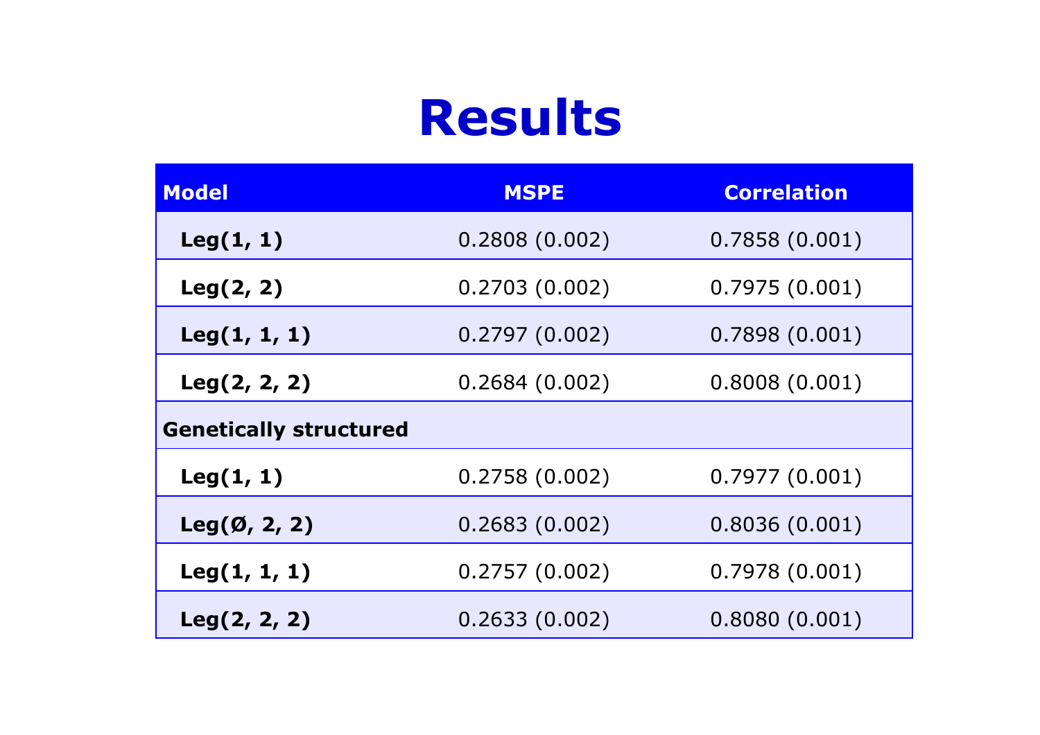# Results

| Model | MSPE | Correlation |
|---|---|---|
| **Leg(1, 1)** | 0.2808 (0.002) | 0.7858 (0.001) |
| **Leg(2, 2)** | 0.2703 (0.002) | 0.7975 (0.001) |
| **Leg(1, 1, 1)** | 0.2797 (0.002) | 0.7898 (0.001) |
| **Leg(2, 2, 2)** | 0.2684 (0.002) | 0.8008 (0.001) |
| **Genetically structured** | | |
| **Leg(1, 1)** | 0.2758 (0.002) | 0.7977 (0.001) |
| **Leg(Ø, 2, 2)** | 0.2683 (0.002) | 0.8036 (0.001) |
| **Leg(1, 1, 1)** | 0.2757 (0.002) | 0.7978 (0.001) |
| **Leg(2, 2, 2)** | 0.2633 (0.002) | 0.8080 (0.001) |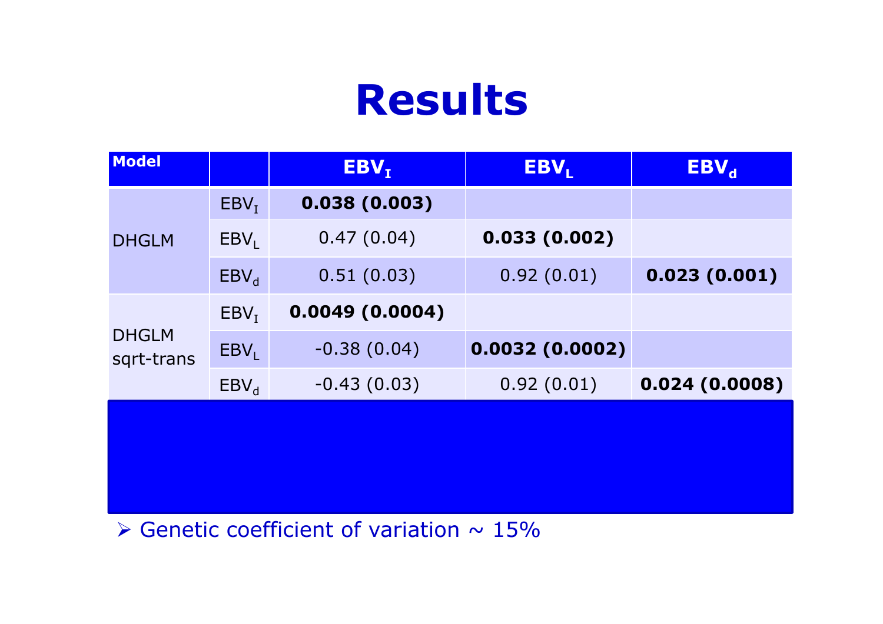# Results

| Model | | $EBV_I$ | $EBV_L$ | $EBV_d$ |
|---|---|---|---|---|
| DHGLM | $EBV_I$ | **0.038 (0.003)** | | |
| | $EBV_L$ | 0.47 (0.04) | **0.033 (0.002)** | |
| | $EBV_d$ | 0.51 (0.03) | 0.92 (0.01) | **0.023 (0.001)** |
| DHGLM sqrt-trans | $EBV_I$ | **0.0049 (0.0004)** | | |
| | $EBV_L$ | -0.38 (0.04) | **0.0032 (0.0002)** | |
| | $EBV_d$ | -0.43 (0.03) | 0.92 (0.01) | **0.024 (0.0008)** |

- Genetic coefficient of variation ~ 15%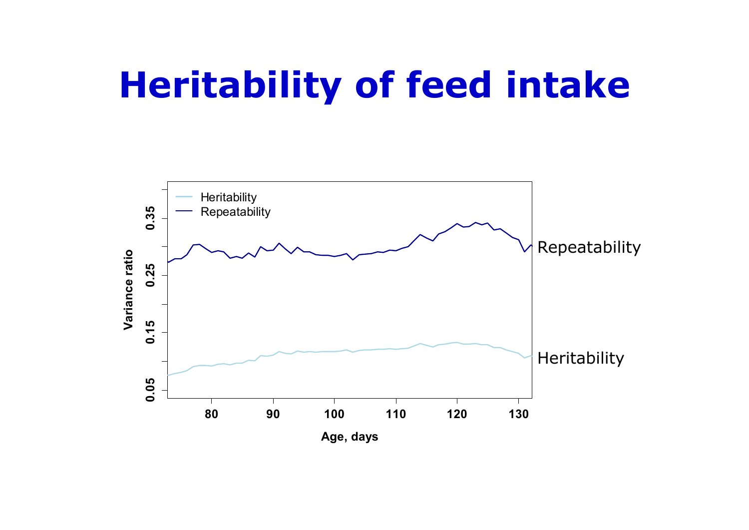# Heritability of feed intake

Repeatability

Heritability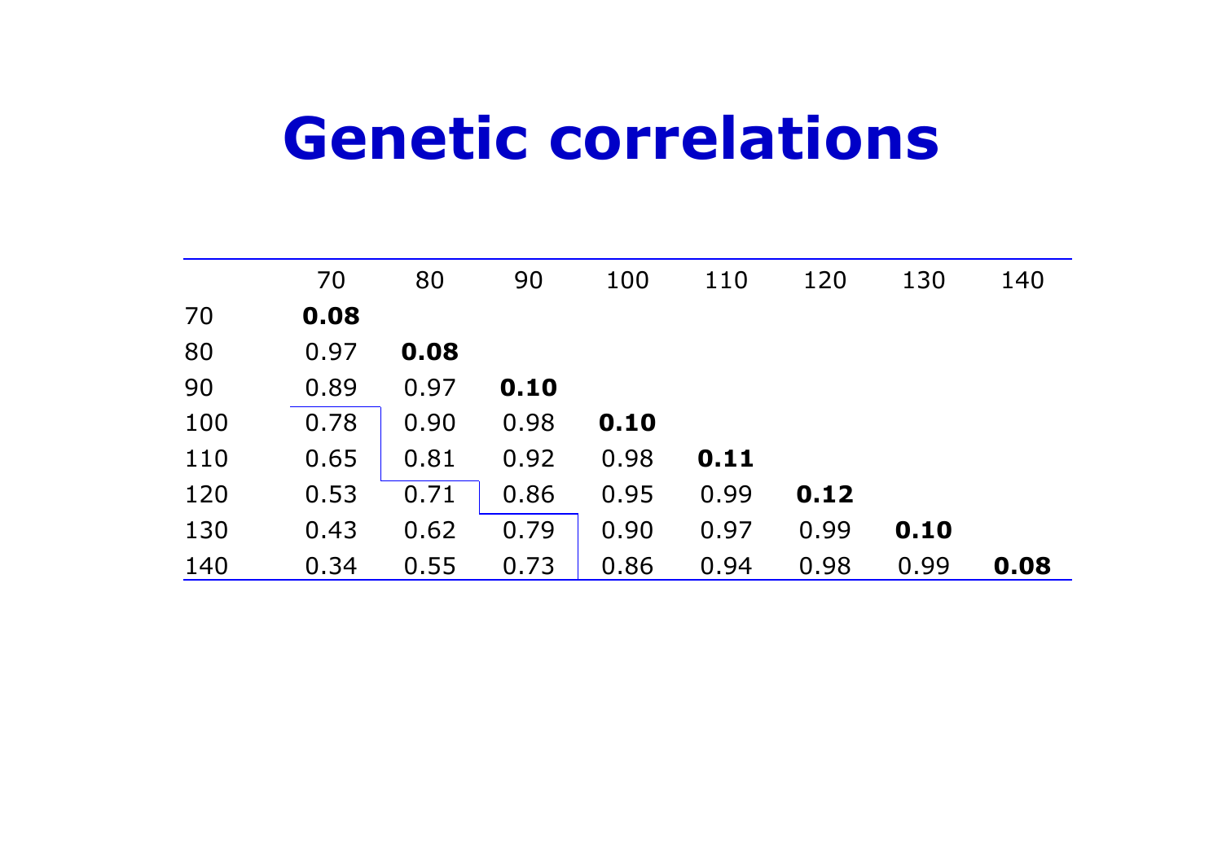# Genetic correlations

| | 70 | 80 | 90 | 100 | 110 | 120 | 130 | 140 |
|---|---|---|---|---|---|---|---|---|
| 70 | **0.08** | | | | | | | |
| 80 | 0.97 | **0.08** | | | | | | |
| 90 | 0.89 | 0.97 | **0.10** | | | | | |
| 100 | 0.78 | 0.90 | 0.98 | **0.10** | | | | |
| 110 | 0.65 | 0.81 | 0.92 | 0.98 | **0.11** | | | |
| 120 | 0.53 | 0.71 | 0.86 | 0.95 | 0.99 | **0.12** | | |
| 130 | 0.43 | 0.62 | 0.79 | 0.90 | 0.97 | 0.99 | **0.10** | |
| 140 | 0.34 | 0.55 | 0.73 | 0.86 | 0.94 | 0.98 | 0.99 | **0.08** |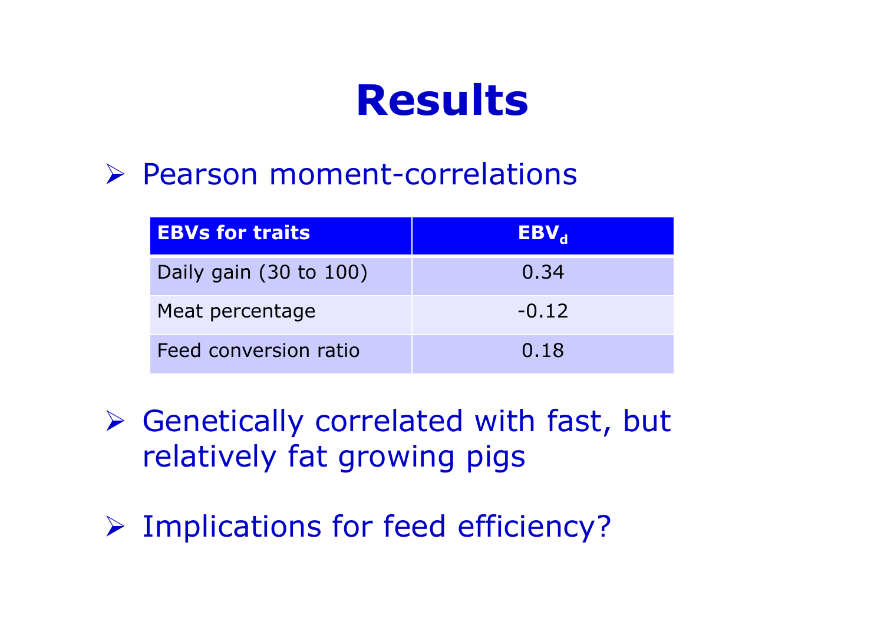# Results

- Pearson moment-correlations

| EBVs for traits | $EBV_d$ |
|---|---|
| Daily gain (30 to 100) | 0.34 |
| Meat percentage | -0.12 |
| Feed conversion ratio | 0.18 |

- Genetically correlated with fast, but relatively fat growing pigs
- Implications for feed efficiency?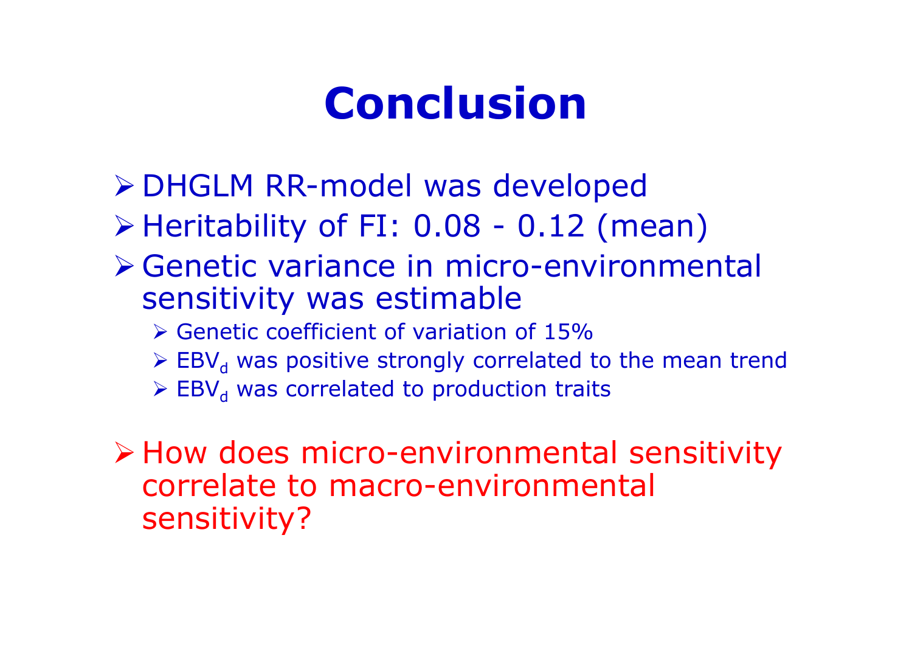# Conclusion

- DHGLM RR-model was developed
- Heritability of FI: 0.08 - 0.12 (mean)
- Genetic variance in micro-environmental sensitivity was estimable
  - Genetic coefficient of variation of 15%
  - $EBV_d$ was positive strongly correlated to the mean trend
  - $EBV_d$ was correlated to production traits

- How does micro-environmental sensitivity correlate to macro-environmental sensitivity?